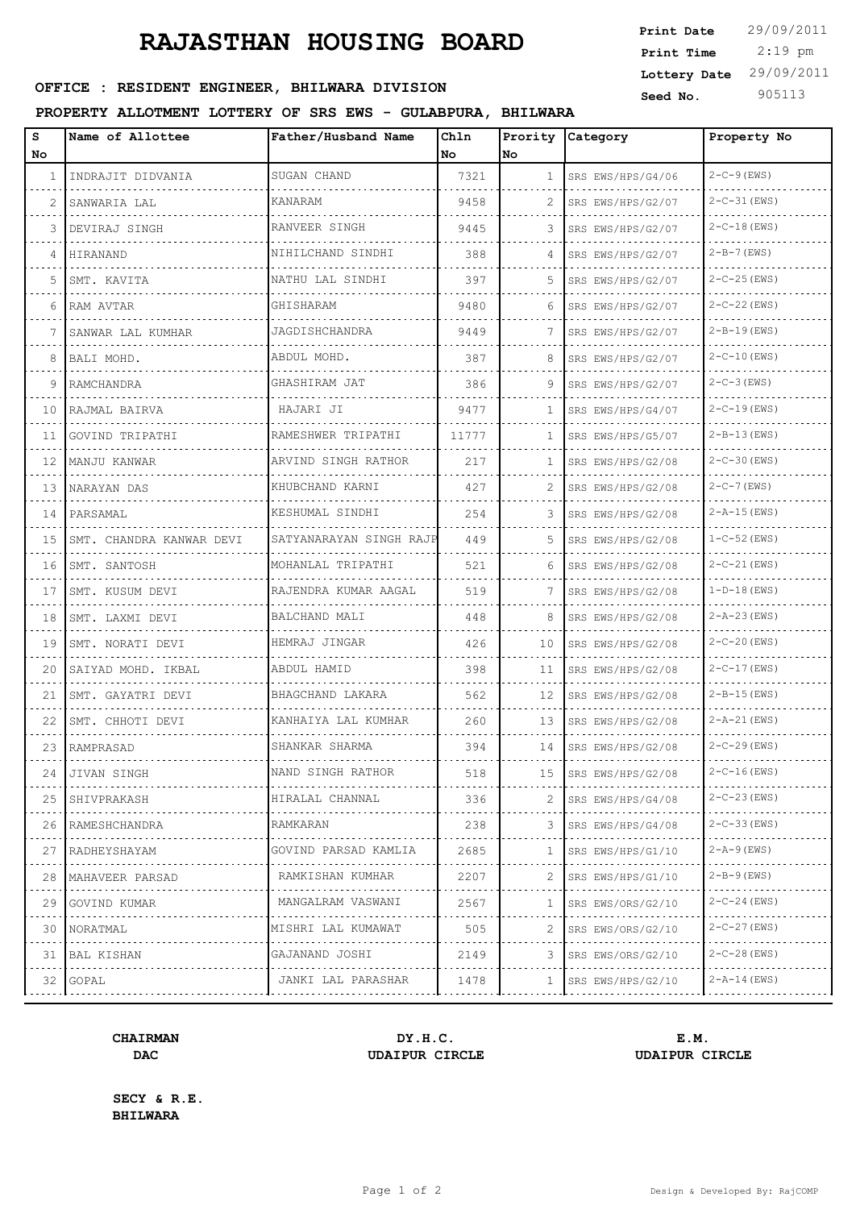# RAJASTHAN HOUSING BOARD

**Print Date** 29/09/2011
**Print Time** 2:19 pm
**Lottery Date** 29/09/2011
**Seed No.** 905113

**OFFICE : RESIDENT ENGINEER, BHILWARA DIVISION**

**PROPERTY ALLOTMENT LOTTERY OF SRS EWS - GULABPURA, BHILWARA**

| S No | Name of Allottee | Father/Husband Name | Chln No | Prority No | Category | Property No |
|---|---|---|---|---|---|---|
| 1 | INDRAJIT DIDVANIA | SUGAN CHAND | 7321 | 1 | SRS EWS/HPS/G4/06 | 2-C-9(EWS) |
| 2 | SANWARIA LAL | KANARAM | 9458 | 2 | SRS EWS/HPS/G2/07 | 2-C-31(EWS) |
| 3 | DEVIRAJ SINGH | RANVEER SINGH | 9445 | 3 | SRS EWS/HPS/G2/07 | 2-C-18(EWS) |
| 4 | HIRANAND | NIHILCHAND SINDHI | 388 | 4 | SRS EWS/HPS/G2/07 | 2-B-7(EWS) |
| 5 | SMT. KAVITA | NATHU LAL SINDHI | 397 | 5 | SRS EWS/HPS/G2/07 | 2-C-25(EWS) |
| 6 | RAM AVTAR | GHISHARAM | 9480 | 6 | SRS EWS/HPS/G2/07 | 2-C-22(EWS) |
| 7 | SANWAR LAL KUMHAR | JAGDISHCHANDRA | 9449 | 7 | SRS EWS/HPS/G2/07 | 2-B-19(EWS) |
| 8 | BALI MOHD. | ABDUL MOHD. | 387 | 8 | SRS EWS/HPS/G2/07 | 2-C-10(EWS) |
| 9 | RAMCHANDRA | GHASHIRAM JAT | 386 | 9 | SRS EWS/HPS/G2/07 | 2-C-3(EWS) |
| 10 | RAJMAL BAIRVA | HAJARI JI | 9477 | 1 | SRS EWS/HPS/G4/07 | 2-C-19(EWS) |
| 11 | GOVIND TRIPATHI | RAMESHWER TRIPATHI | 11777 | 1 | SRS EWS/HPS/G5/07 | 2-B-13(EWS) |
| 12 | MANJU KANWAR | ARVIND SINGH RATHOR | 217 | 1 | SRS EWS/HPS/G2/08 | 2-C-30(EWS) |
| 13 | NARAYAN DAS | KHUBCHAND KARNI | 427 | 2 | SRS EWS/HPS/G2/08 | 2-C-7(EWS) |
| 14 | PARSAMAL | KESHUMAL SINDHI | 254 | 3 | SRS EWS/HPS/G2/08 | 2-A-15(EWS) |
| 15 | SMT. CHANDRA KANWAR DEVI | SATYANARAYAN SINGH RAJP | 449 | 5 | SRS EWS/HPS/G2/08 | 1-C-52(EWS) |
| 16 | SMT. SANTOSH | MOHANLAL TRIPATHI | 521 | 6 | SRS EWS/HPS/G2/08 | 2-C-21(EWS) |
| 17 | SMT. KUSUM DEVI | RAJENDRA KUMAR AAGAL | 519 | 7 | SRS EWS/HPS/G2/08 | 1-D-18(EWS) |
| 18 | SMT. LAXMI DEVI | BALCHAND MALI | 448 | 8 | SRS EWS/HPS/G2/08 | 2-A-23(EWS) |
| 19 | SMT. NORATI DEVI | HEMRAJ JINGAR | 426 | 10 | SRS EWS/HPS/G2/08 | 2-C-20(EWS) |
| 20 | SAIYAD MOHD. IKBAL | ABDUL HAMID | 398 | 11 | SRS EWS/HPS/G2/08 | 2-C-17(EWS) |
| 21 | SMT. GAYATRI DEVI | BHAGCHAND LAKARA | 562 | 12 | SRS EWS/HPS/G2/08 | 2-B-15(EWS) |
| 22 | SMT. CHHOTI DEVI | KANHAIYA LAL KUMHAR | 260 | 13 | SRS EWS/HPS/G2/08 | 2-A-21(EWS) |
| 23 | RAMPRASAD | SHANKAR SHARMA | 394 | 14 | SRS EWS/HPS/G2/08 | 2-C-29(EWS) |
| 24 | JIVAN SINGH | NAND SINGH RATHOR | 518 | 15 | SRS EWS/HPS/G2/08 | 2-C-16(EWS) |
| 25 | SHIVPRAKASH | HIRALAL CHANNAL | 336 | 2 | SRS EWS/HPS/G4/08 | 2-C-23(EWS) |
| 26 | RAMESHCHANDRA | RAMKARAN | 238 | 3 | SRS EWS/HPS/G4/08 | 2-C-33(EWS) |
| 27 | RADHEYSHAYAM | GOVIND PARSAD KAMLIA | 2685 | 1 | SRS EWS/HPS/G1/10 | 2-A-9(EWS) |
| 28 | MAHAVEER PARSAD | RAMKISHAN KUMHAR | 2207 | 2 | SRS EWS/HPS/G1/10 | 2-B-9(EWS) |
| 29 | GOVIND KUMAR | MANGALRAM VASWANI | 2567 | 1 | SRS EWS/ORS/G2/10 | 2-C-24(EWS) |
| 30 | NORATMAL | MISHRI LAL KUMAWAT | 505 | 2 | SRS EWS/ORS/G2/10 | 2-C-27(EWS) |
| 31 | BAL KISHAN | GAJANAND JOSHI | 2149 | 3 | SRS EWS/ORS/G2/10 | 2-C-28(EWS) |
| 32 | GOPAL | JANKI LAL PARASHAR | 1478 | 1 | SRS EWS/HPS/G2/10 | 2-A-14(EWS) |

**CHAIRMAN**
**DAC**

**DY.H.C.**
**UDAIPUR CIRCLE**

**E.M.**
**UDAIPUR CIRCLE**

**SECY & R.E.**
**BHILWARA**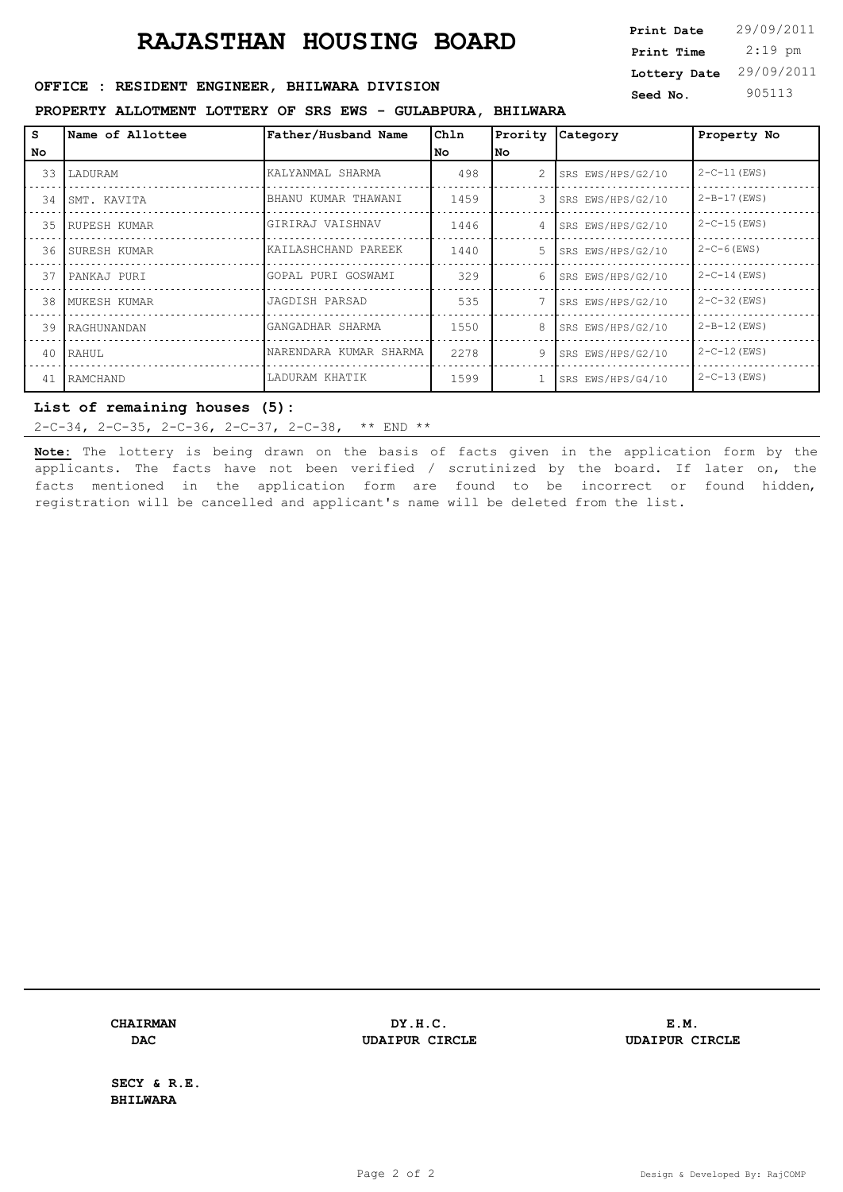# RAJASTHAN HOUSING BOARD

| | |
|---|---|
| **Print Date** | 29/09/2011 |
| **Print Time** | 2:19 pm |
| **Lottery Date** | 29/09/2011 |
| **Seed No.** | 905113 |

**OFFICE : RESIDENT ENGINEER, BHILWARA DIVISION**

**PROPERTY ALLOTMENT LOTTERY OF SRS EWS - GULABPURA, BHILWARA**

| S No | Name of Allottee | Father/Husband Name | Chln No | Prority No | Category | Property No |
|---|---|---|---|---|---|---|
| 33 | LADURAM | KALYANMAL SHARMA | 498 | 2 | SRS EWS/HPS/G2/10 | 2-C-11(EWS) |
| 34 | SMT. KAVITA | BHANU KUMAR THAWANI | 1459 | 3 | SRS EWS/HPS/G2/10 | 2-B-17(EWS) |
| 35 | RUPESH KUMAR | GIRIRAJ VAISHNAV | 1446 | 4 | SRS EWS/HPS/G2/10 | 2-C-15(EWS) |
| 36 | SURESH KUMAR | KAILASHCHAND PAREEK | 1440 | 5 | SRS EWS/HPS/G2/10 | 2-C-6(EWS) |
| 37 | PANKAJ PURI | GOPAL PURI GOSWAMI | 329 | 6 | SRS EWS/HPS/G2/10 | 2-C-14(EWS) |
| 38 | MUKESH KUMAR | JAGDISH PARSAD | 535 | 7 | SRS EWS/HPS/G2/10 | 2-C-32(EWS) |
| 39 | RAGHUNANDAN | GANGADHAR SHARMA | 1550 | 8 | SRS EWS/HPS/G2/10 | 2-B-12(EWS) |
| 40 | RAHUL | NARENDARA KUMAR SHARMA | 2278 | 9 | SRS EWS/HPS/G2/10 | 2-C-12(EWS) |
| 41 | RAMCHAND | LADURAM KHATIK | 1599 | 1 | SRS EWS/HPS/G4/10 | 2-C-13(EWS) |

**List of remaining houses (5):**

2-C-34, 2-C-35, 2-C-36, 2-C-37, 2-C-38, ** END **

**Note:** The lottery is being drawn on the basis of facts given in the application form by the applicants. The facts have not been verified / scrutinized by the board. If later on, the facts mentioned in the application form are found to be incorrect or found hidden, registration will be cancelled and applicant's name will be deleted from the list.

**CHAIRMAN**
**DAC**

**DY.H.C.**
**UDAIPUR CIRCLE**

**E.M.**
**UDAIPUR CIRCLE**

**SECY & R.E.**
**BHILWARA**

Design & Developed By: RajCOMP